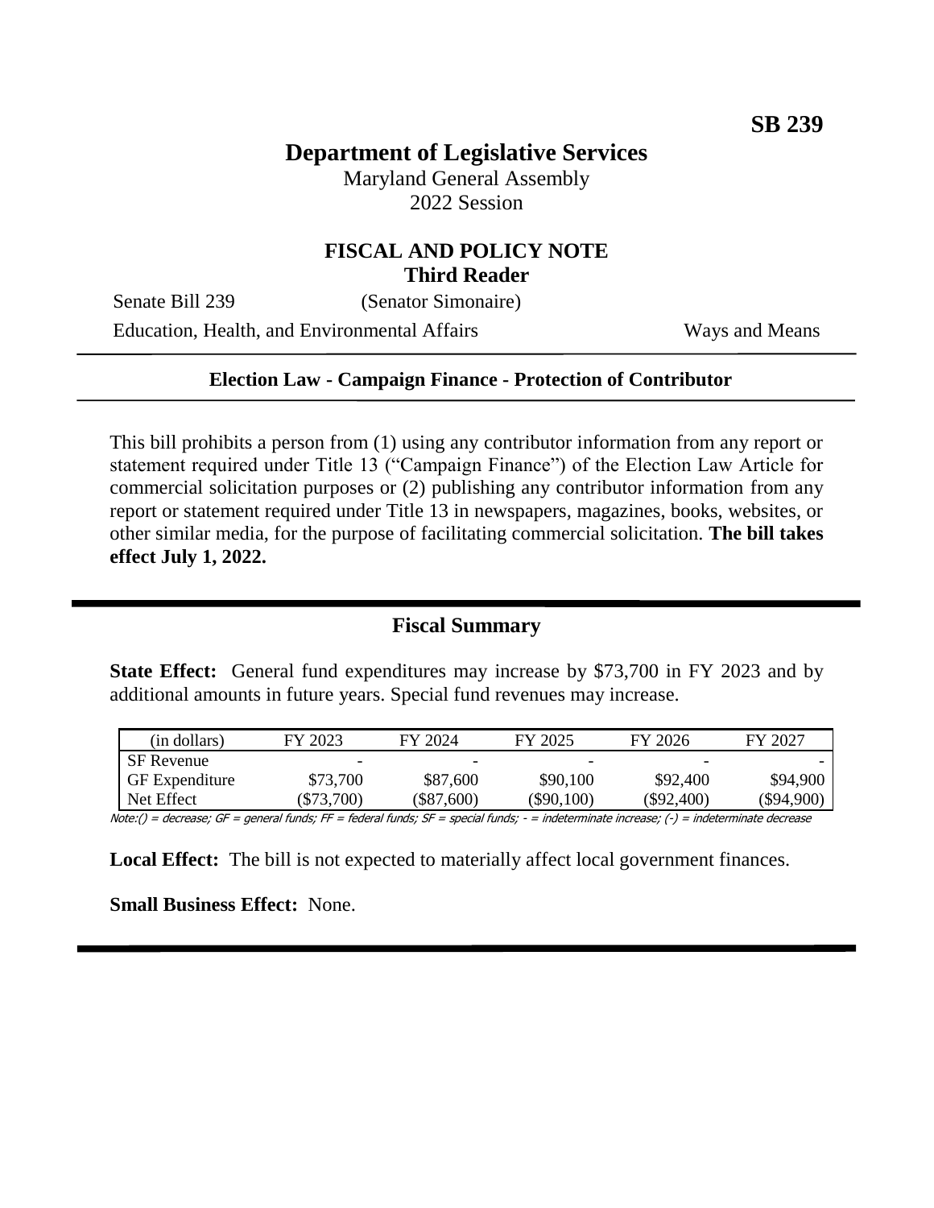**SB 239**

# Department of Legislative Services

Maryland General Assembly
2022 Session

## FISCAL AND POLICY NOTE
**Third Reader**

Senate Bill 239 (Senator Simonaire)

Education, Health, and Environmental Affairs Ways and Means

---

**Election Law - Campaign Finance - Protection of Contributor**

---

This bill prohibits a person from (1) using any contributor information from any report or statement required under Title 13 ("Campaign Finance") of the Election Law Article for commercial solicitation purposes or (2) publishing any contributor information from any report or statement required under Title 13 in newspapers, magazines, books, websites, or other similar media, for the purpose of facilitating commercial solicitation. **The bill takes effect July 1, 2022.**

---

## Fiscal Summary

**State Effect:** General fund expenditures may increase by $73,700 in FY 2023 and by additional amounts in future years. Special fund revenues may increase.

| (in dollars) | FY 2023 | FY 2024 | FY 2025 | FY 2026 | FY 2027 |
|---|---|---|---|---|---|
| SF Revenue | - | - | - | - | - |
| GF Expenditure | $73,700 | $87,600 | $90,100 | $92,400 | $94,900 |
| Net Effect | ($73,700) | ($87,600) | ($90,100) | ($92,400) | ($94,900) |

Note:() = decrease; GF = general funds; FF = federal funds; SF = special funds; - = indeterminate increase; (-) = indeterminate decrease

**Local Effect:** The bill is not expected to materially affect local government finances.

**Small Business Effect:** None.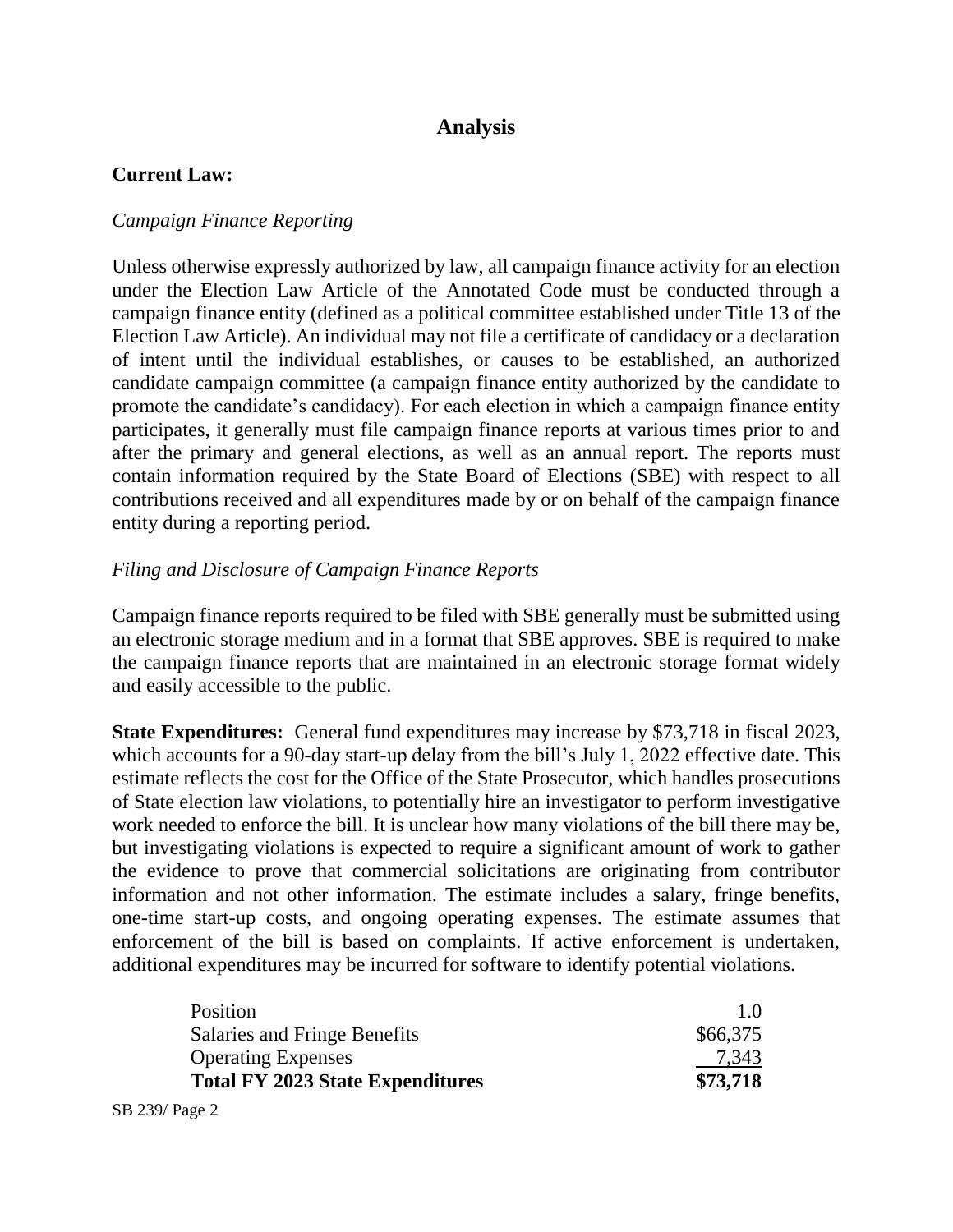# Analysis

**Current Law:**

*Campaign Finance Reporting*

Unless otherwise expressly authorized by law, all campaign finance activity for an election under the Election Law Article of the Annotated Code must be conducted through a campaign finance entity (defined as a political committee established under Title 13 of the Election Law Article). An individual may not file a certificate of candidacy or a declaration of intent until the individual establishes, or causes to be established, an authorized candidate campaign committee (a campaign finance entity authorized by the candidate to promote the candidate's candidacy). For each election in which a campaign finance entity participates, it generally must file campaign finance reports at various times prior to and after the primary and general elections, as well as an annual report. The reports must contain information required by the State Board of Elections (SBE) with respect to all contributions received and all expenditures made by or on behalf of the campaign finance entity during a reporting period.

*Filing and Disclosure of Campaign Finance Reports*

Campaign finance reports required to be filed with SBE generally must be submitted using an electronic storage medium and in a format that SBE approves. SBE is required to make the campaign finance reports that are maintained in an electronic storage format widely and easily accessible to the public.

**State Expenditures:** General fund expenditures may increase by $73,718 in fiscal 2023, which accounts for a 90-day start-up delay from the bill's July 1, 2022 effective date. This estimate reflects the cost for the Office of the State Prosecutor, which handles prosecutions of State election law violations, to potentially hire an investigator to perform investigative work needed to enforce the bill. It is unclear how many violations of the bill there may be, but investigating violations is expected to require a significant amount of work to gather the evidence to prove that commercial solicitations are originating from contributor information and not other information. The estimate includes a salary, fringe benefits, one-time start-up costs, and ongoing operating expenses. The estimate assumes that enforcement of the bill is based on complaints. If active enforcement is undertaken, additional expenditures may be incurred for software to identify potential violations.

| | |
|---|---|
| Position | 1.0 |
| Salaries and Fringe Benefits | $66,375 |
| Operating Expenses | 7,343 |
| **Total FY 2023 State Expenditures** | **$73,718** |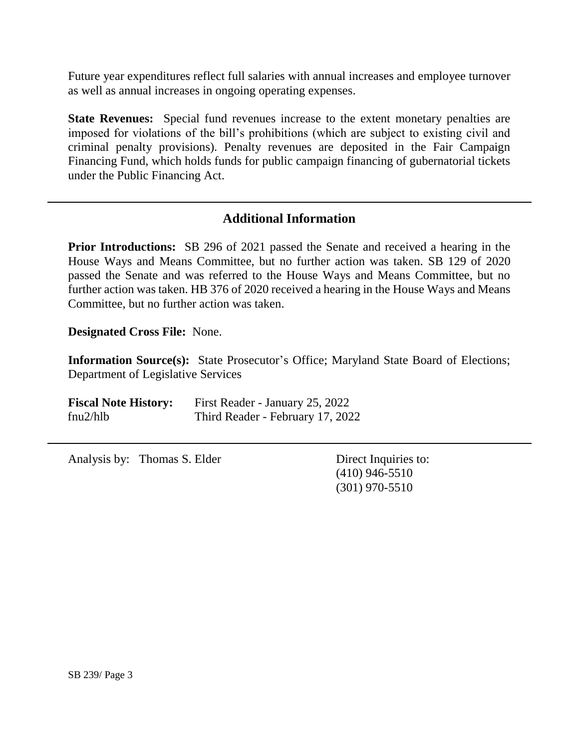Future year expenditures reflect full salaries with annual increases and employee turnover as well as annual increases in ongoing operating expenses.

**State Revenues:** Special fund revenues increase to the extent monetary penalties are imposed for violations of the bill's prohibitions (which are subject to existing civil and criminal penalty provisions). Penalty revenues are deposited in the Fair Campaign Financing Fund, which holds funds for public campaign financing of gubernatorial tickets under the Public Financing Act.

## Additional Information

**Prior Introductions:** SB 296 of 2021 passed the Senate and received a hearing in the House Ways and Means Committee, but no further action was taken. SB 129 of 2020 passed the Senate and was referred to the House Ways and Means Committee, but no further action was taken. HB 376 of 2020 received a hearing in the House Ways and Means Committee, but no further action was taken.

**Designated Cross File:** None.

**Information Source(s):** State Prosecutor's Office; Maryland State Board of Elections; Department of Legislative Services

| | |
|---|---|
| **Fiscal Note History:** | First Reader - January 25, 2022 |
| fnu2/hlb | Third Reader - February 17, 2022 |

Analysis by: Thomas S. Elder

Direct Inquiries to:
(410) 946-5510
(301) 970-5510